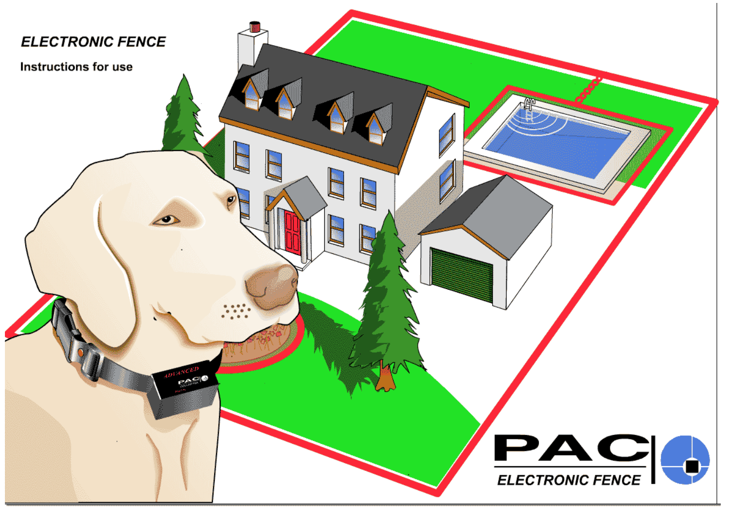# ELECTRONIC FENCE

Instructions for use

PAC

ELECTRONIC FENCE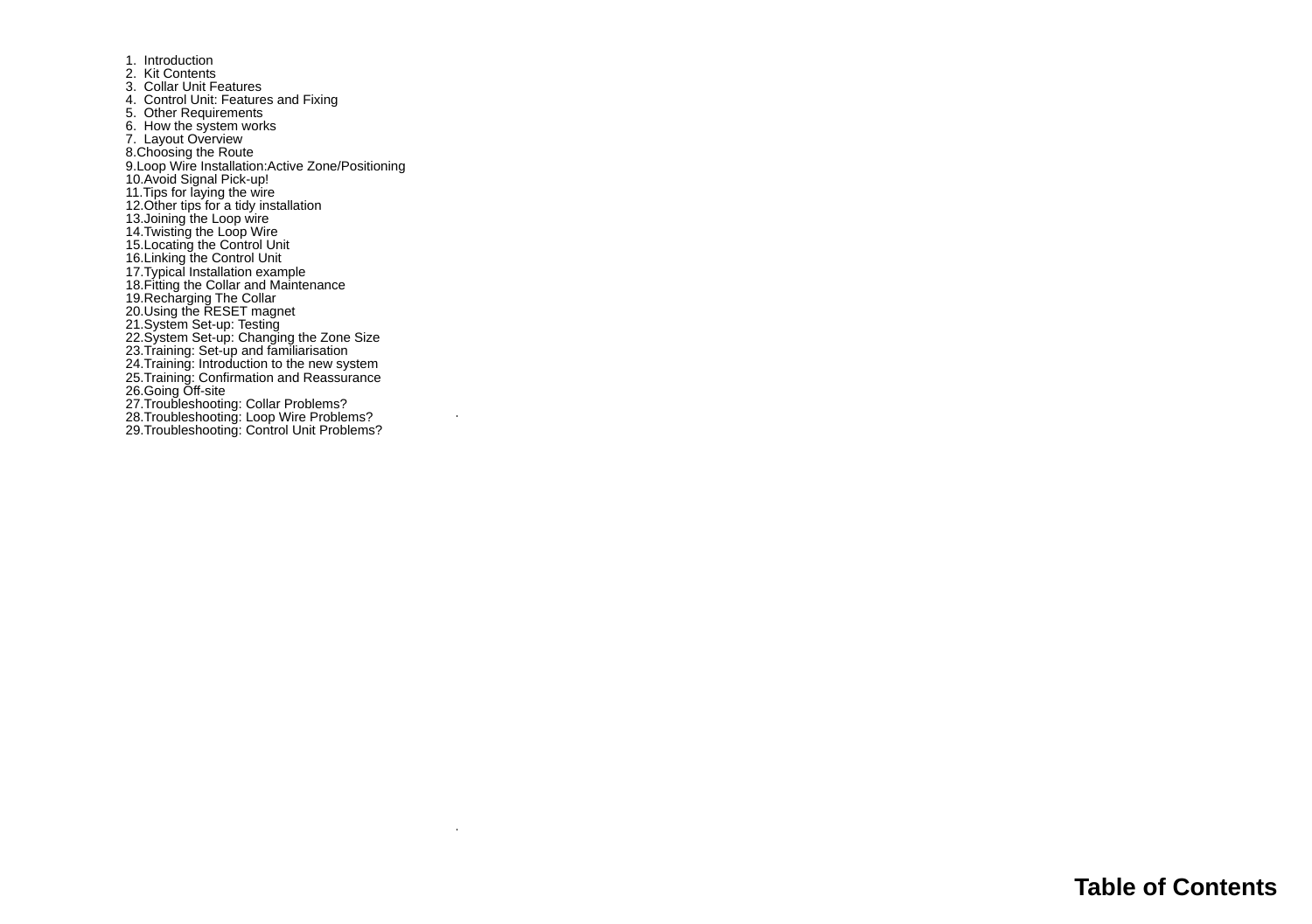# Table of Contents

1. Introduction
2. Kit Contents
3. Collar Unit Features
4. Control Unit: Features and Fixing
5. Other Requirements
6. How the system works
7. Layout Overview
8. Choosing the Route
9. Loop Wire Installation:Active Zone/Positioning
10. Avoid Signal Pick-up!
11. Tips for laying the wire
12. Other tips for a tidy installation
13. Joining the Loop wire
14. Twisting the Loop Wire
15. Locating the Control Unit
16. Linking the Control Unit
17. Typical Installation example
18. Fitting the Collar and Maintenance
19. Recharging The Collar
20. Using the RESET magnet
21. System Set-up: Testing
22. System Set-up: Changing the Zone Size
23. Training: Set-up and familiarisation
24. Training: Introduction to the new system
25. Training: Confirmation and Reassurance
26. Going Off-site
27. Troubleshooting: Collar Problems?
28. Troubleshooting: Loop Wire Problems?
29. Troubleshooting: Control Unit Problems?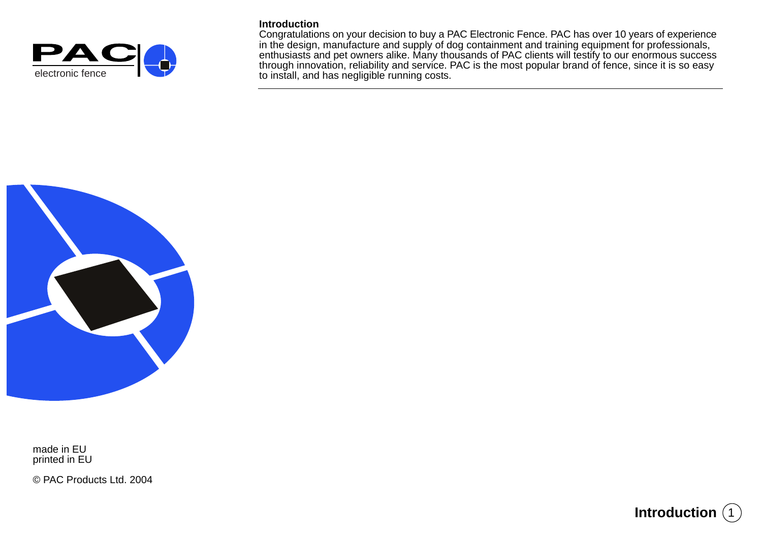PAC electronic fence

## Introduction

Congratulations on your decision to buy a PAC Electronic Fence. PAC has over 10 years of experience in the design, manufacture and supply of dog containment and training equipment for professionals, enthusiasts and pet owners alike. Many thousands of PAC clients will testify to our enormous success through innovation, reliability and service. PAC is the most popular brand of fence, since it is so easy to install, and has negligible running costs.

made in EU
printed in EU

© PAC Products Ltd. 2004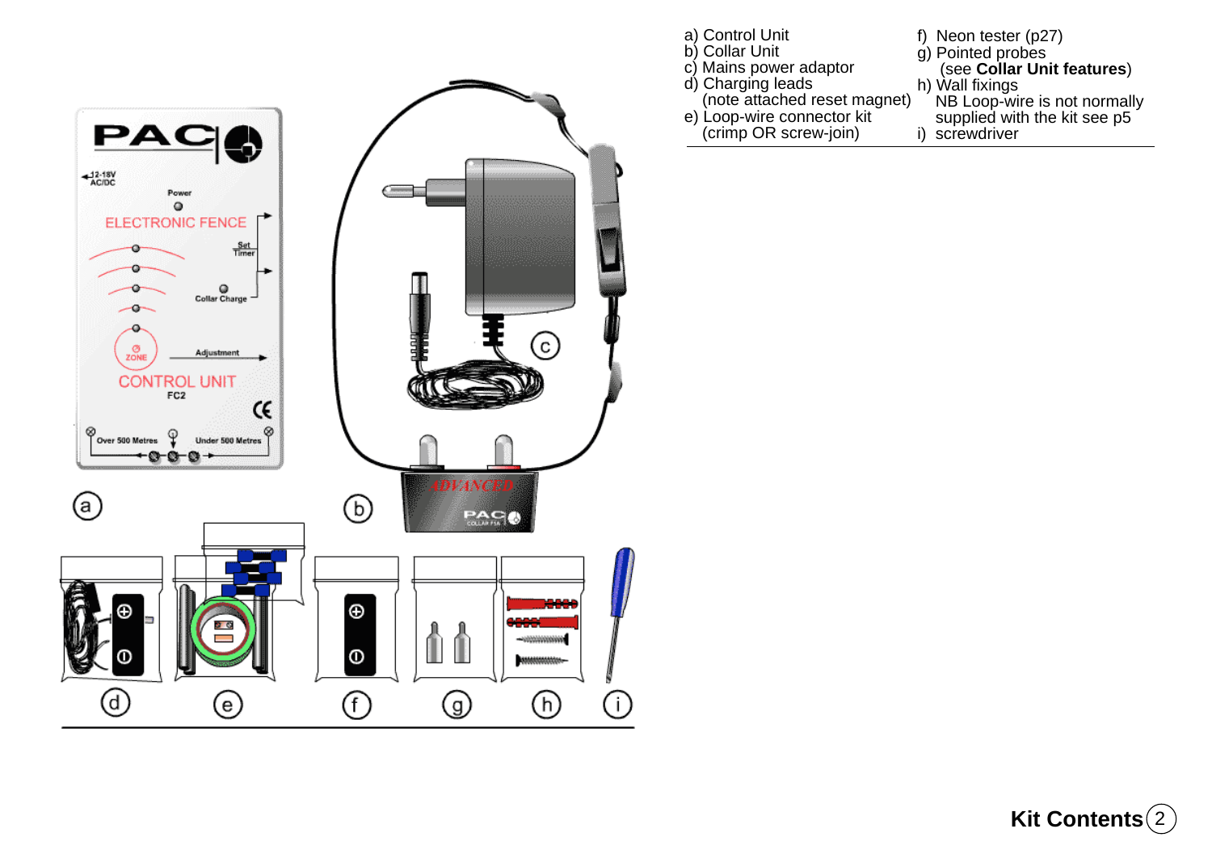# Kit Contents

a) Control Unit
b) Collar Unit
c) Mains power adaptor
d) Charging leads
   (note attached reset magnet)
e) Loop-wire connector kit
   (crimp OR screw-join)
f) Neon tester (p27)
g) Pointed probes
   (see **Collar Unit features**)
h) Wall fixings
   NB Loop-wire is not normally supplied with the kit see p5
i) screwdriver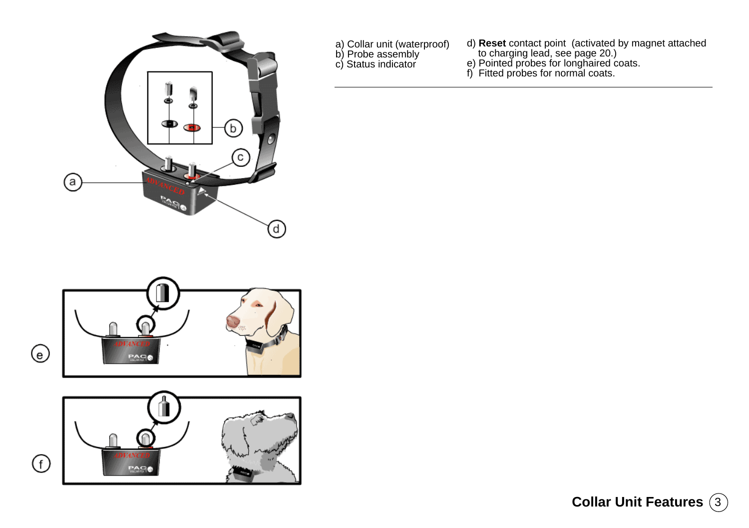# Collar Unit Features

a) Collar unit (waterproof)
b) Probe assembly
c) Status indicator
d) **Reset** contact point (activated by magnet attached to charging lead, see page 20.)
e) Pointed probes for longhaired coats.
f) Fitted probes for normal coats.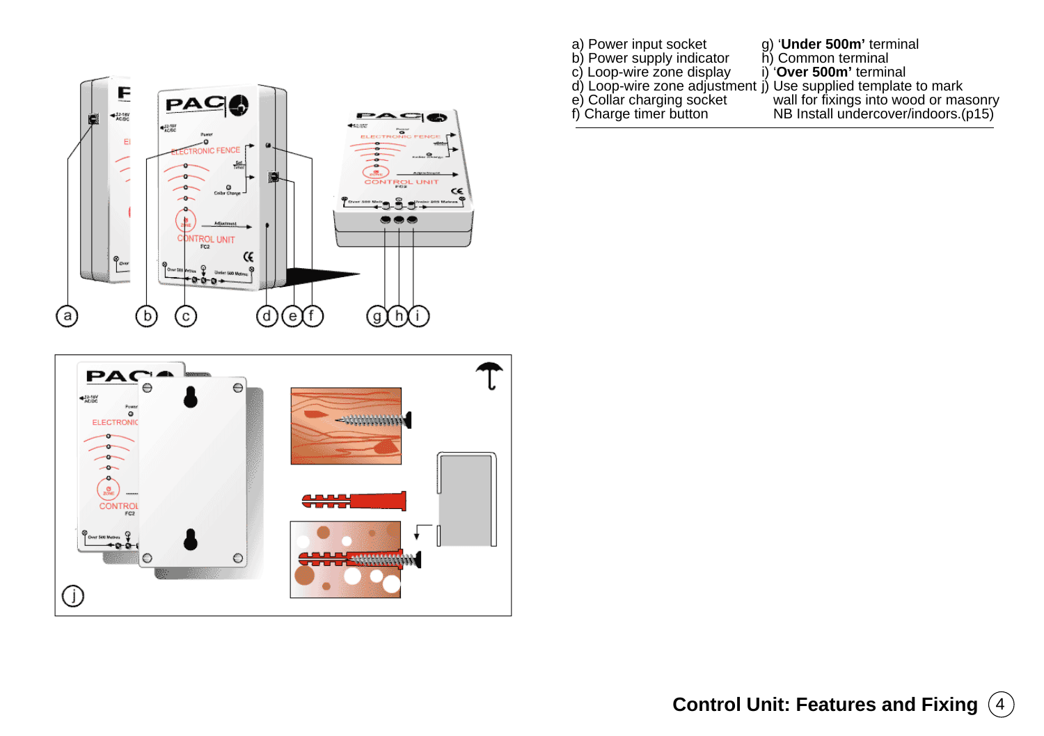## Control Unit: Features and Fixing

a) Power input socket
b) Power supply indicator
c) Loop-wire zone display
d) Loop-wire zone adjustment
e) Collar charging socket
f) Charge timer button
g) '**Under 500m'** terminal
h) Common terminal
i) '**Over 500m'** terminal
j) Use supplied template to mark wall for fixings into wood or masonry
NB Install undercover/indoors.(p15)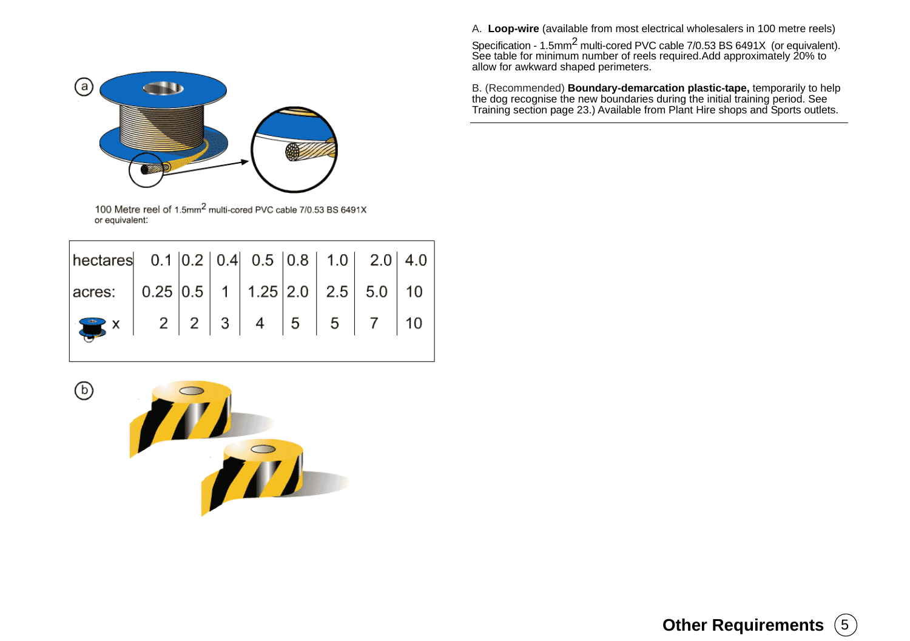A. **Loop-wire** (available from most electrical wholesalers in 100 metre reels)

Specification - 1.5mm$^2$ multi-cored PVC cable 7/0.53 BS 6491X (or equivalent). See table for minimum number of reels required. Add approximately 20% to allow for awkward shaped perimeters.

B. (Recommended) **Boundary-demarcation plastic-tape,** temporarily to help the dog recognise the new boundaries during the initial training period. See Training section page 23.) Available from Plant Hire shops and Sports outlets.

(a)

100 Metre reel of 1.5mm$^2$ multi-cored PVC cable 7/0.53 BS 6491X or equivalent:

| hectares | 0.1 | 0.2 | 0.4 | 0.5 | 0.8 | 1.0 | 2.0 | 4.0 |
|---|---|---|---|---|---|---|---|---|
| acres: | 0.25 | 0.5 | 1 | 1.25 | 2.0 | 2.5 | 5.0 | 10 |
| reels x | 2 | 2 | 3 | 4 | 5 | 5 | 7 | 10 |

(b)

## Other Requirements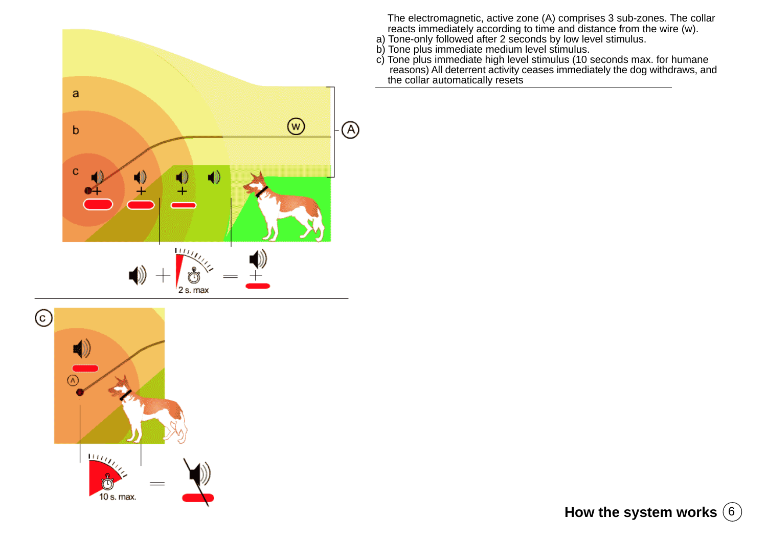The electromagnetic, active zone (A) comprises 3 sub-zones. The collar reacts immediately according to time and distance from the wire (w).

a) Tone-only followed after 2 seconds by low level stimulus.
b) Tone plus immediate medium level stimulus.
c) Tone plus immediate high level stimulus (10 seconds max. for humane reasons) All deterrent activity ceases immediately the dog withdraws, and the collar automatically resets

## How the system works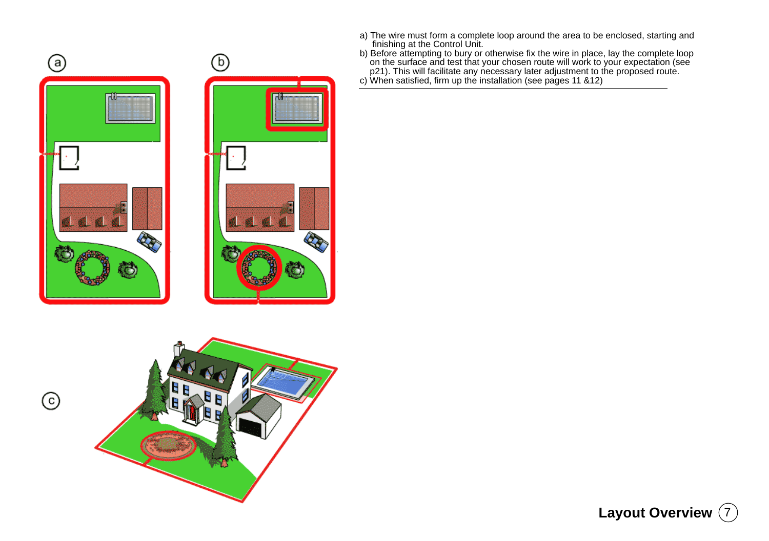a) The wire must form a complete loop around the area to be enclosed, starting and finishing at the Control Unit.

b) Before attempting to bury or otherwise fix the wire in place, lay the complete loop on the surface and test that your chosen route will work to your expectation (see p21). This will facilitate any necessary later adjustment to the proposed route.

c) When satisfied, firm up the installation (see pages 11 &12)

## Layout Overview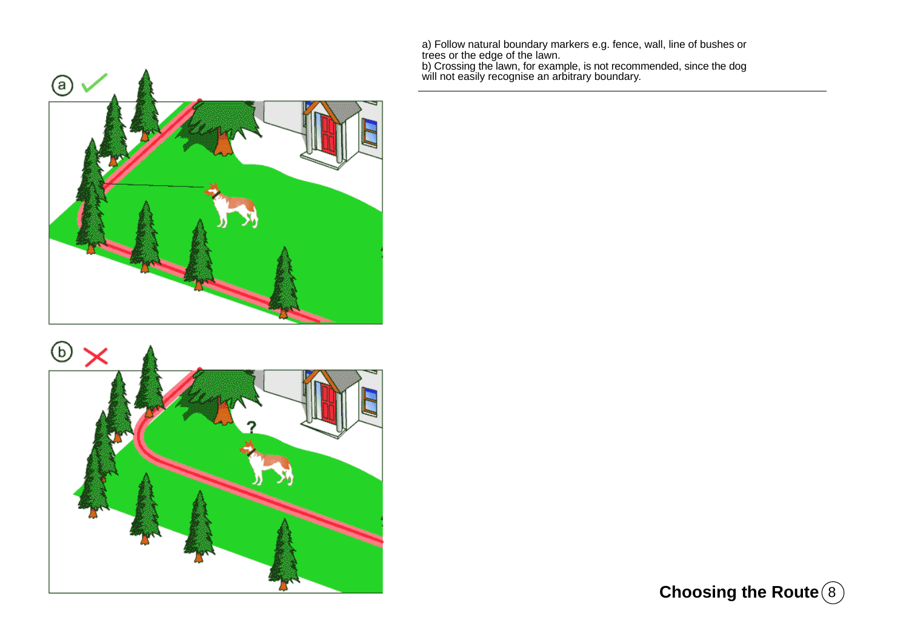a) Follow natural boundary markers e.g. fence, wall, line of bushes or trees or the edge of the lawn.
b) Crossing the lawn, for example, is not recommended, since the dog will not easily recognise an arbitrary boundary.

## Choosing the Route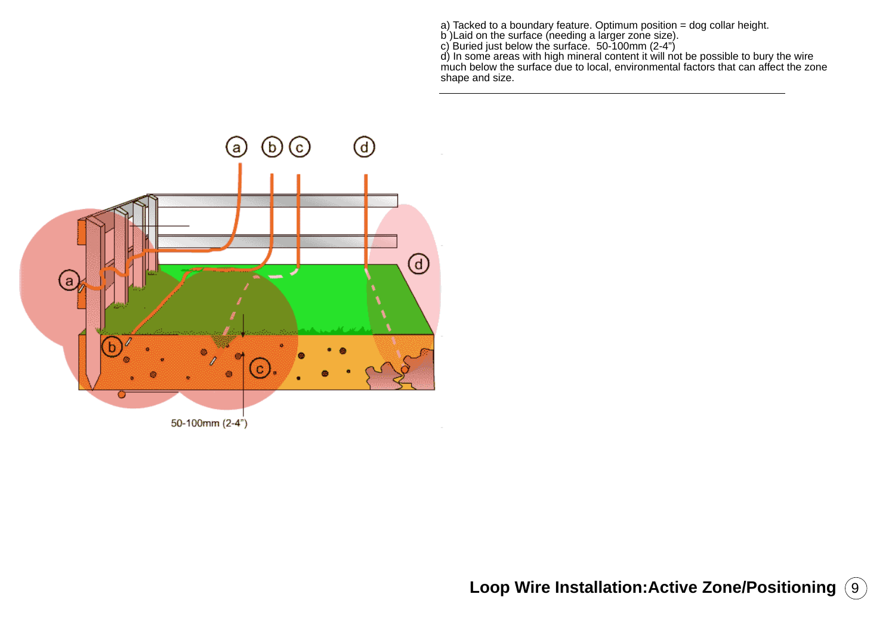a) Tacked to a boundary feature. Optimum position = dog collar height.
b )Laid on the surface (needing a larger zone size).
c) Buried just below the surface. 50-100mm (2-4”)
d) In some areas with high mineral content it will not be possible to bury the wire much below the surface due to local, environmental factors that can affect the zone shape and size.

## Loop Wire Installation:Active Zone/Positioning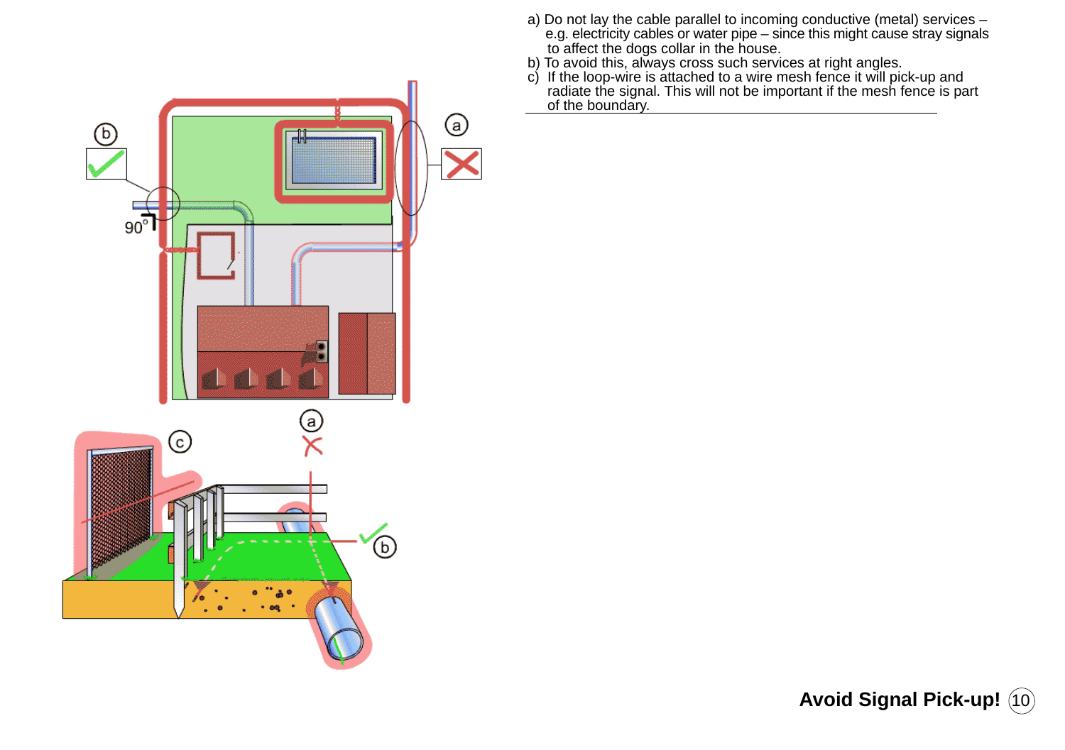a) Do not lay the cable parallel to incoming conductive (metal) services – e.g. electricity cables or water pipe – since this might cause stray signals to affect the dogs collar in the house.

b) To avoid this, always cross such services at right angles.

c) If the loop-wire is attached to a wire mesh fence it will pick-up and radiate the signal. This will not be important if the mesh fence is part of the boundary.

## Avoid Signal Pick-up!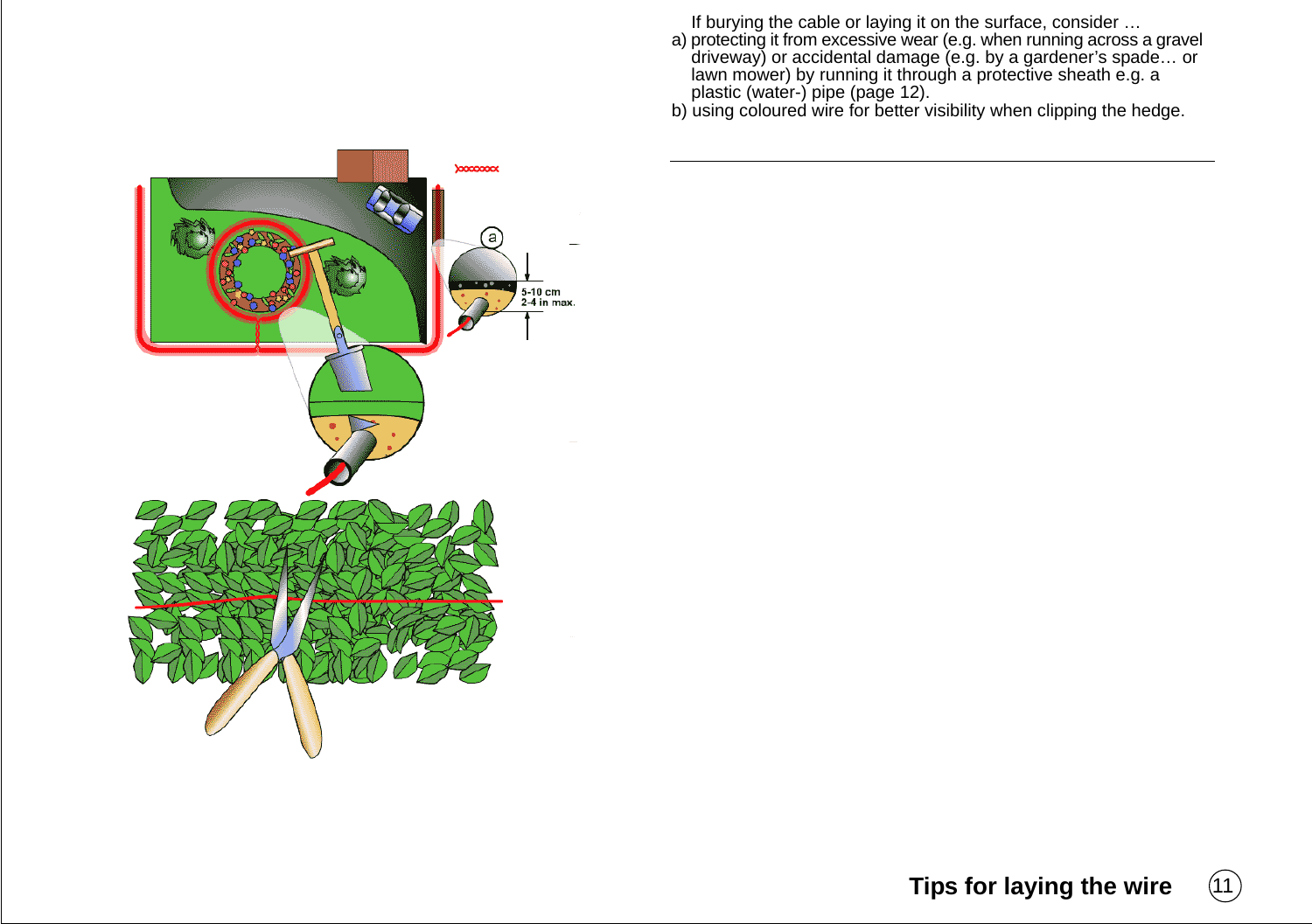If burying the cable or laying it on the surface, consider …

a) protecting it from excessive wear (e.g. when running across a gravel driveway) or accidental damage (e.g. by a gardener's spade… or lawn mower) by running it through a protective sheath e.g. a plastic (water-) pipe (page 12).

b) using coloured wire for better visibility when clipping the hedge.

## Tips for laying the wire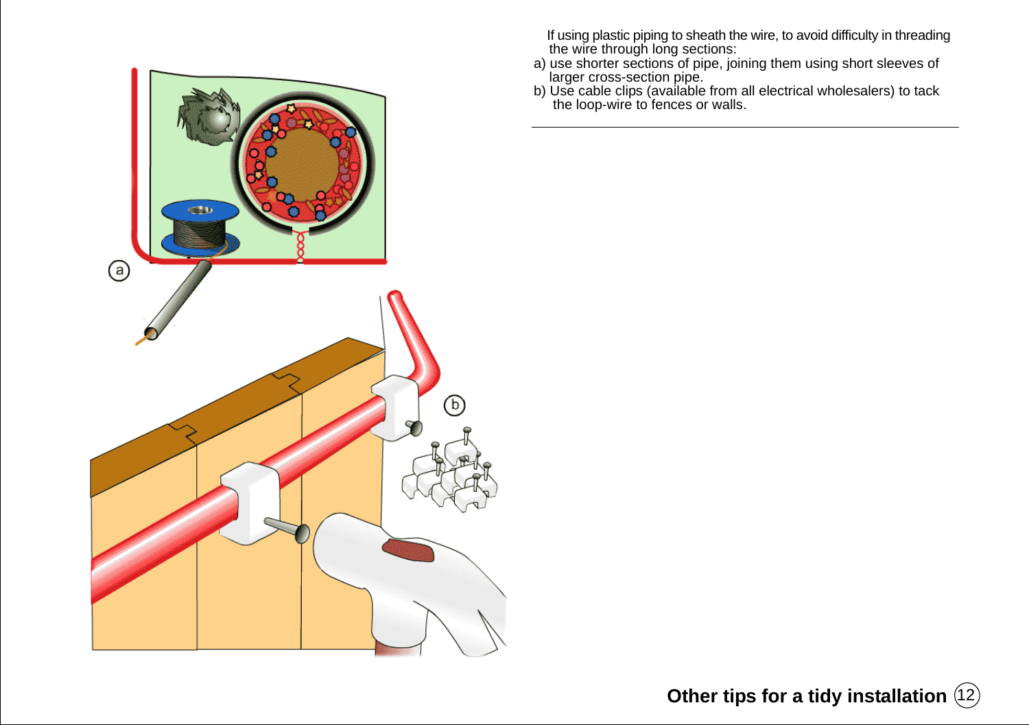If using plastic piping to sheath the wire, to avoid difficulty in threading the wire through long sections:

a) use shorter sections of pipe, joining them using short sleeves of larger cross-section pipe.

b) Use cable clips (available from all electrical wholesalers) to tack the loop-wire to fences or walls.

## Other tips for a tidy installation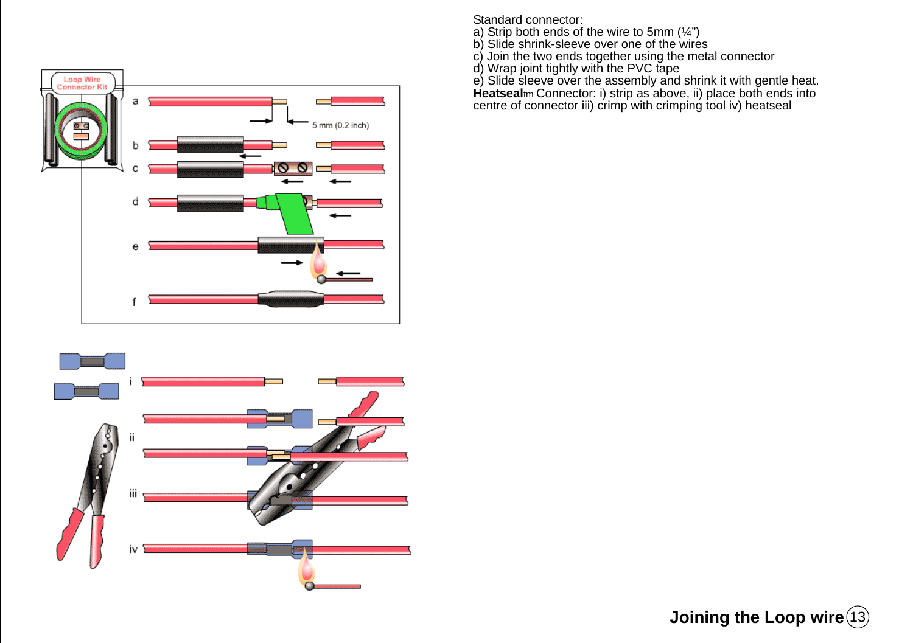Standard connector:
a) Strip both ends of the wire to 5mm (¼”)
b) Slide shrink-sleeve over one of the wires
c) Join the two ends together using the metal connector
d) Wrap joint tightly with the PVC tape
e) Slide sleeve over the assembly and shrink it with gentle heat.
**Heatseal**tm Connector: i) strip as above, ii) place both ends into centre of connector iii) crimp with crimping tool iv) heatseal

## Joining the Loop wire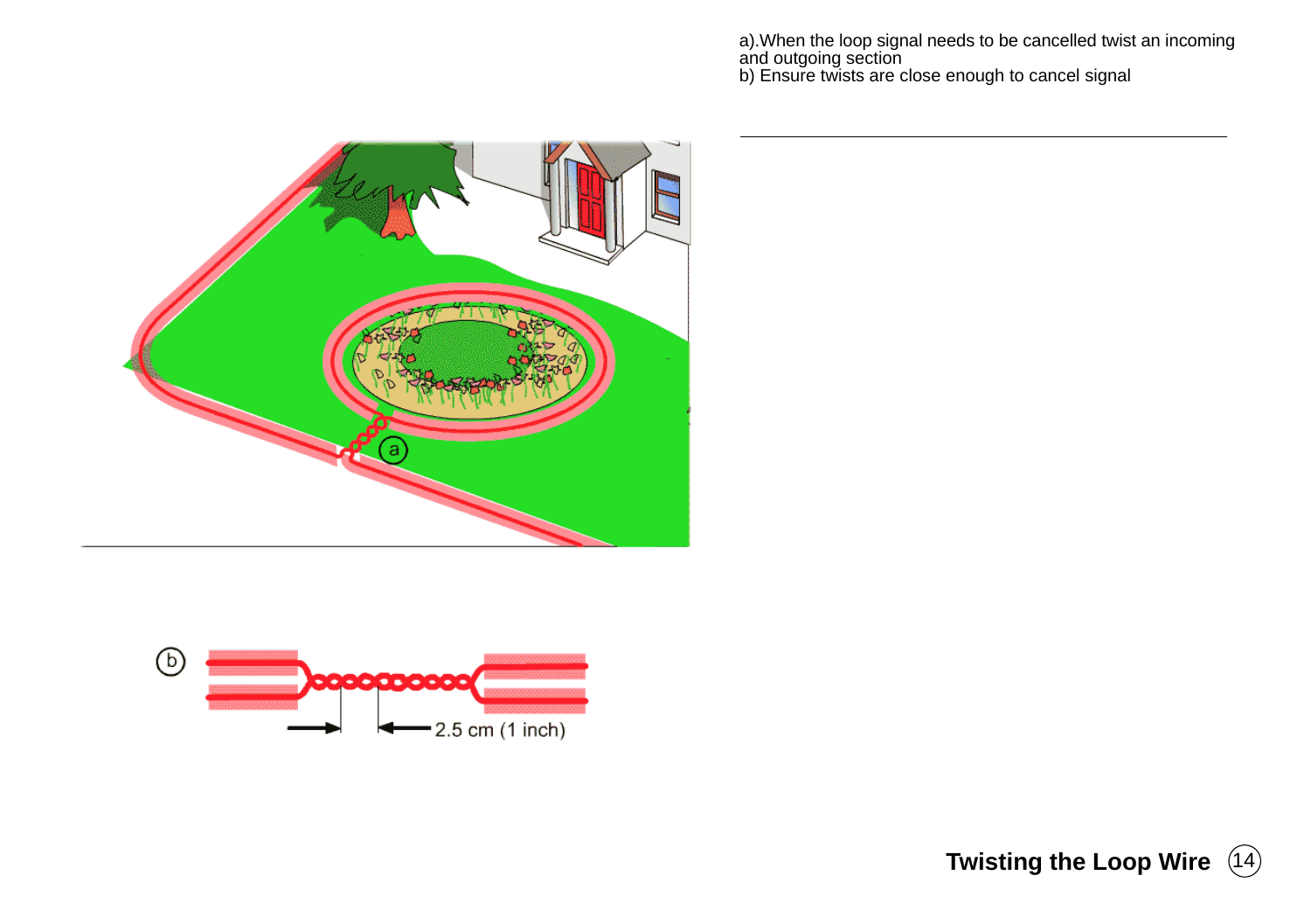a).When the loop signal needs to be cancelled twist an incoming and outgoing section
b) Ensure twists are close enough to cancel signal

a

b

2.5 cm (1 inch)

## Twisting the Loop Wire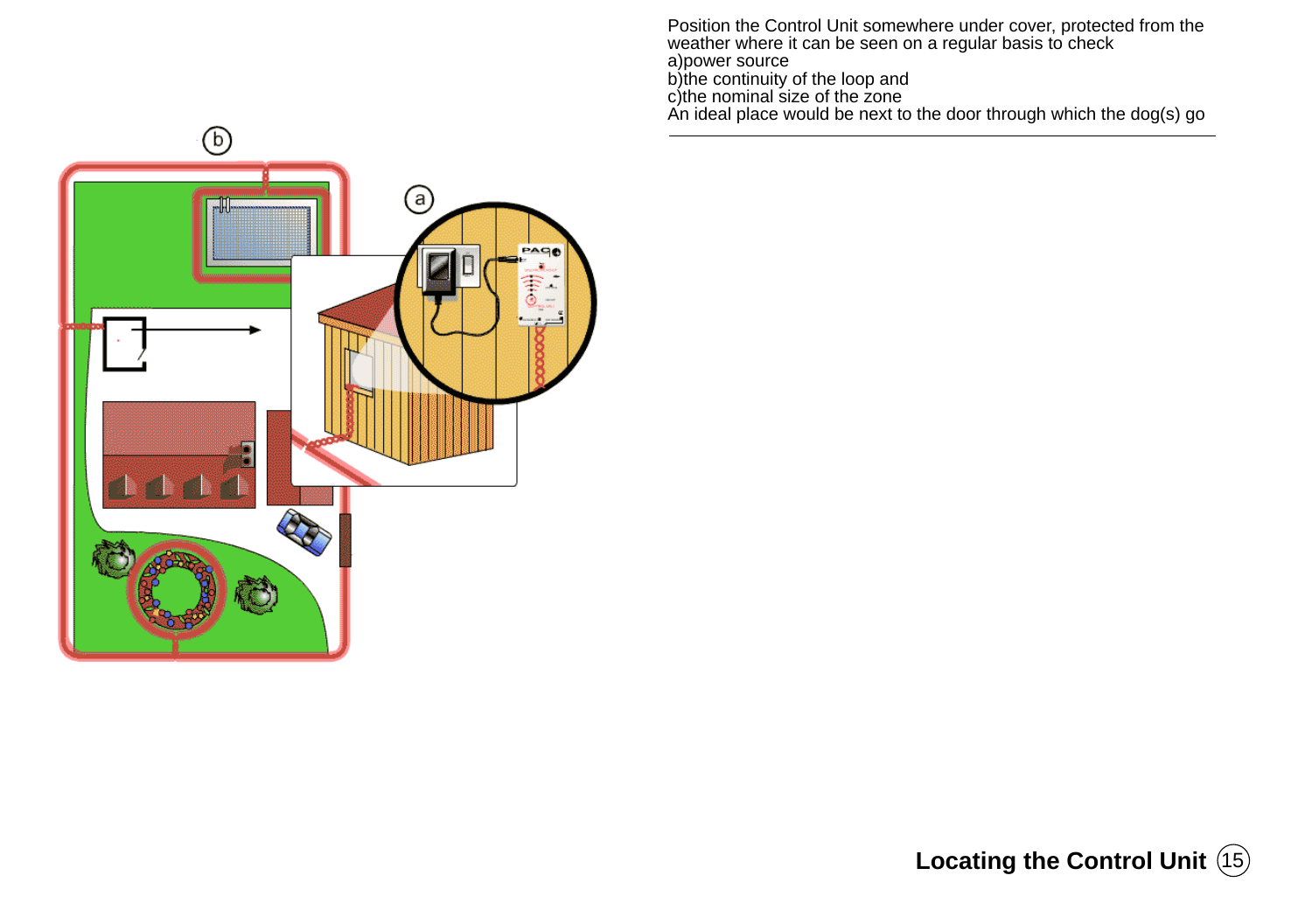Position the Control Unit somewhere under cover, protected from the weather where it can be seen on a regular basis to check
a)power source
b)the continuity of the loop and
c)the nominal size of the zone
An ideal place would be next to the door through which the dog(s) go

## Locating the Control Unit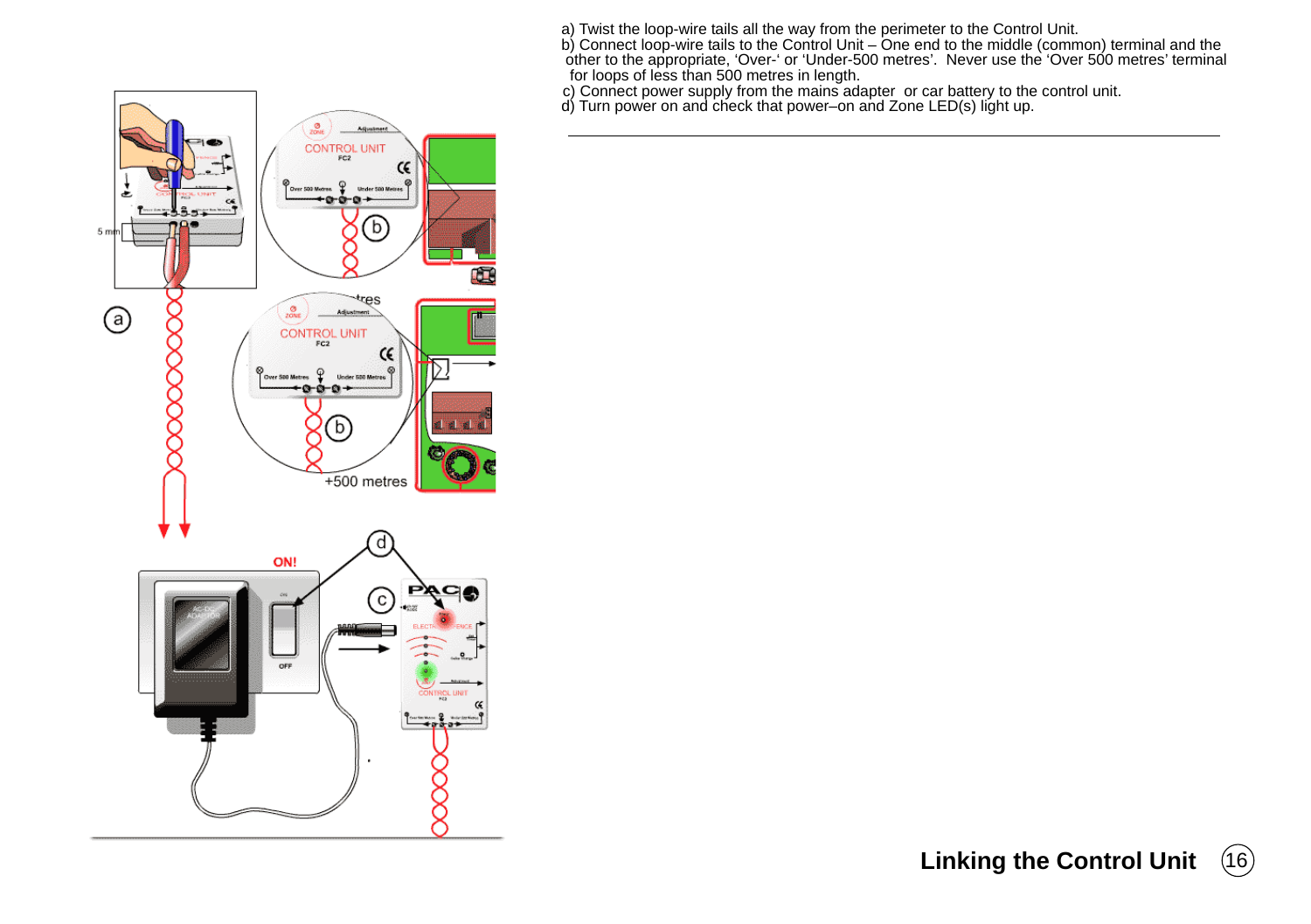a) Twist the loop-wire tails all the way from the perimeter to the Control Unit.
b) Connect loop-wire tails to the Control Unit – One end to the middle (common) terminal and the other to the appropriate, ‘Over-‘ or ‘Under-500 metres’. Never use the ‘Over 500 metres’ terminal for loops of less than 500 metres in length.
c) Connect power supply from the mains adapter or car battery to the control unit.
d) Turn power on and check that power–on and Zone LED(s) light up.

## Linking the Control Unit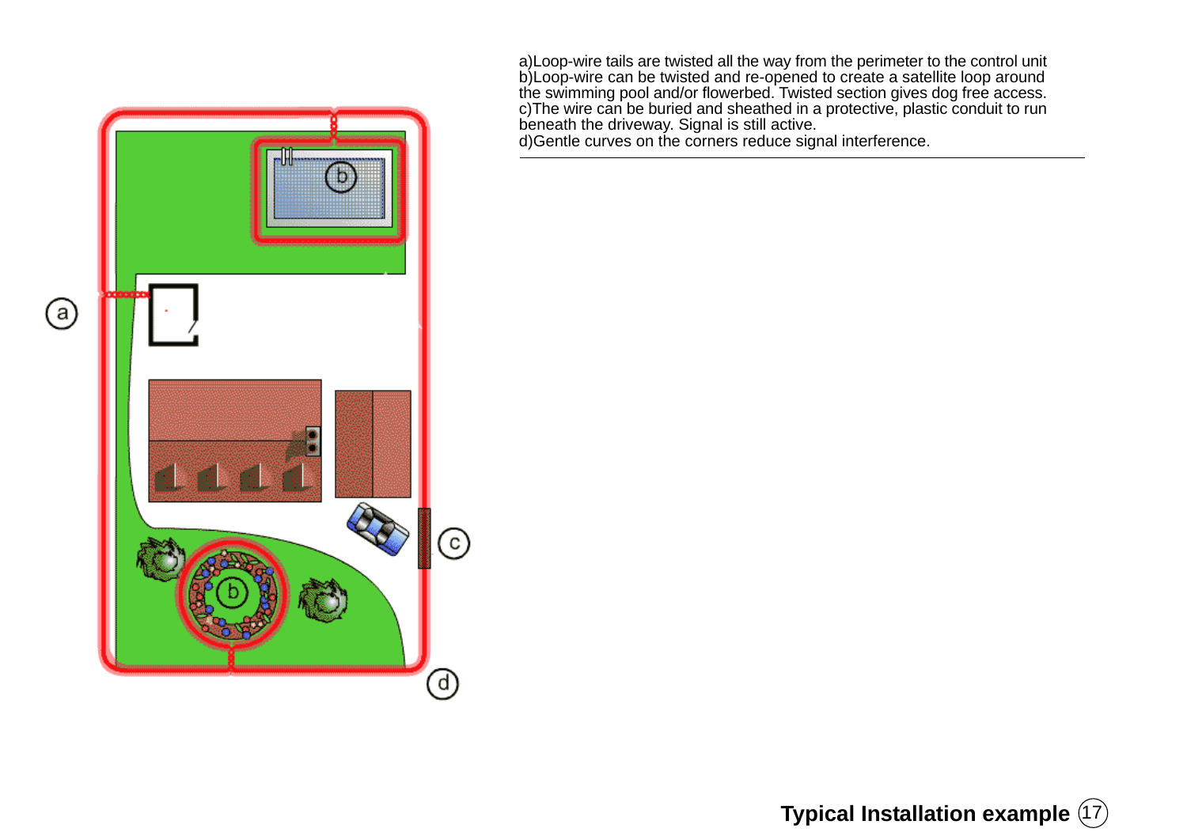a)Loop-wire tails are twisted all the way from the perimeter to the control unit
b)Loop-wire can be twisted and re-opened to create a satellite loop around the swimming pool and/or flowerbed. Twisted section gives dog free access.
c)The wire can be buried and sheathed in a protective, plastic conduit to run beneath the driveway. Signal is still active.
d)Gentle curves on the corners reduce signal interference.

## Typical Installation example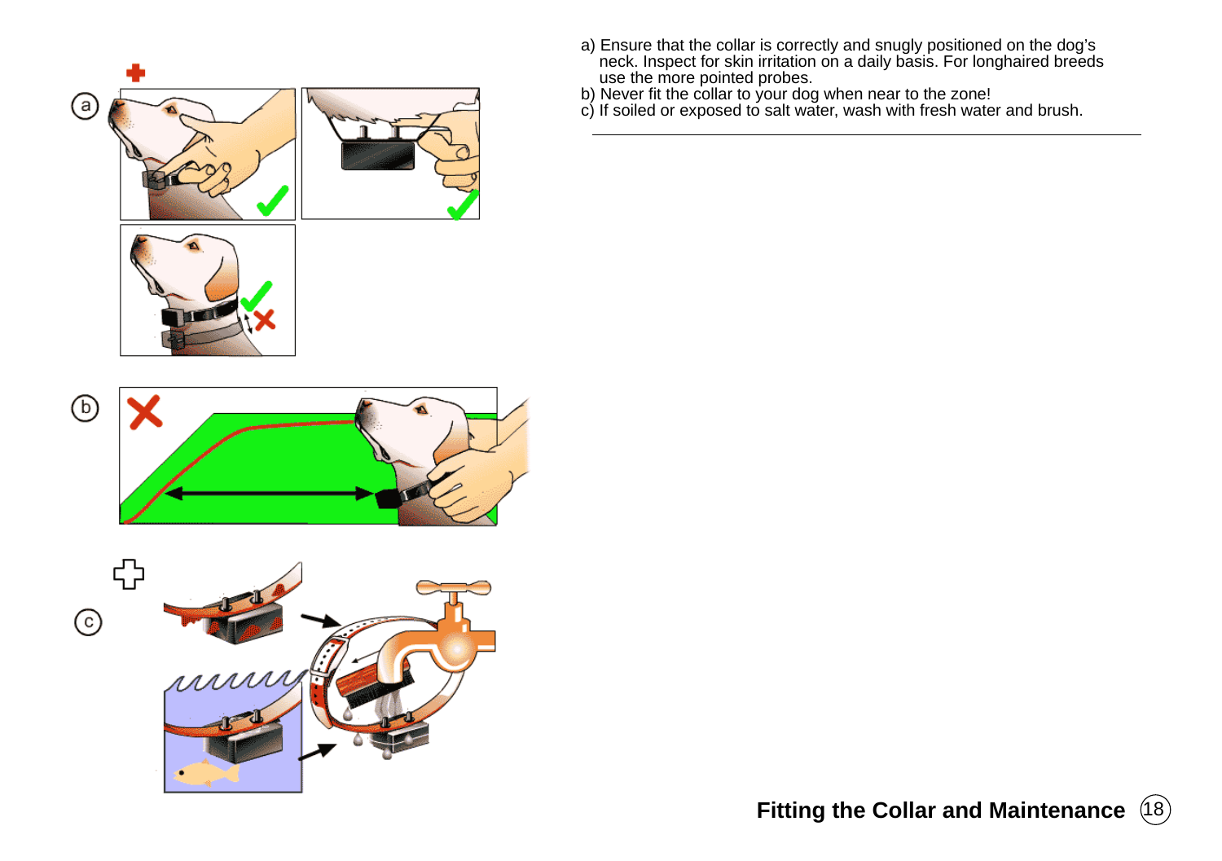## Fitting the Collar and Maintenance

a) Ensure that the collar is correctly and snugly positioned on the dog's neck. Inspect for skin irritation on a daily basis. For longhaired breeds use the more pointed probes.

b) Never fit the collar to your dog when near to the zone!

c) If soiled or exposed to salt water, wash with fresh water and brush.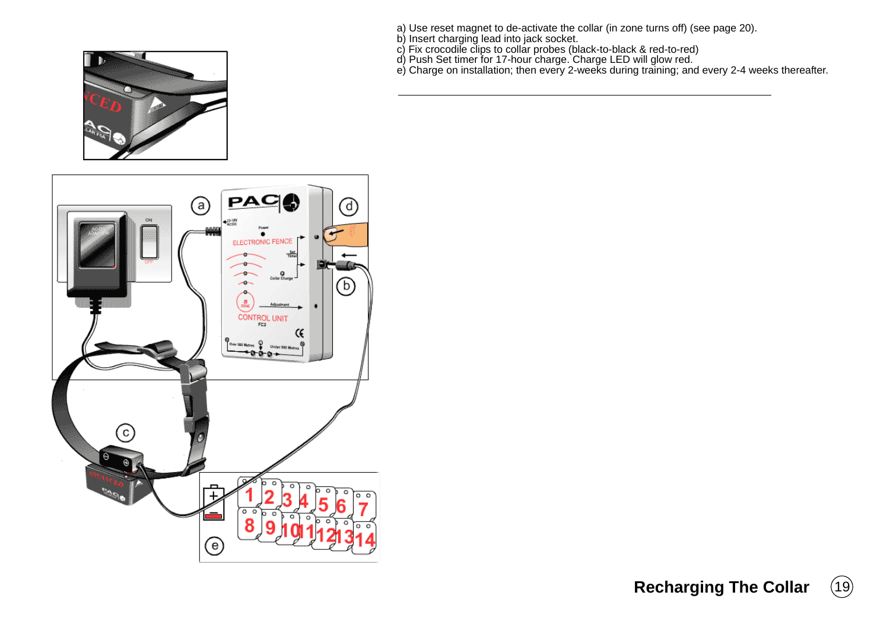# Recharging The Collar

a) Use reset magnet to de-activate the collar (in zone turns off) (see page 20).
b) Insert charging lead into jack socket.
c) Fix crocodile clips to collar probes (black-to-black & red-to-red)
d) Push Set timer for 17-hour charge. Charge LED will glow red.
e) Charge on installation; then every 2-weeks during training; and every 2-4 weeks thereafter.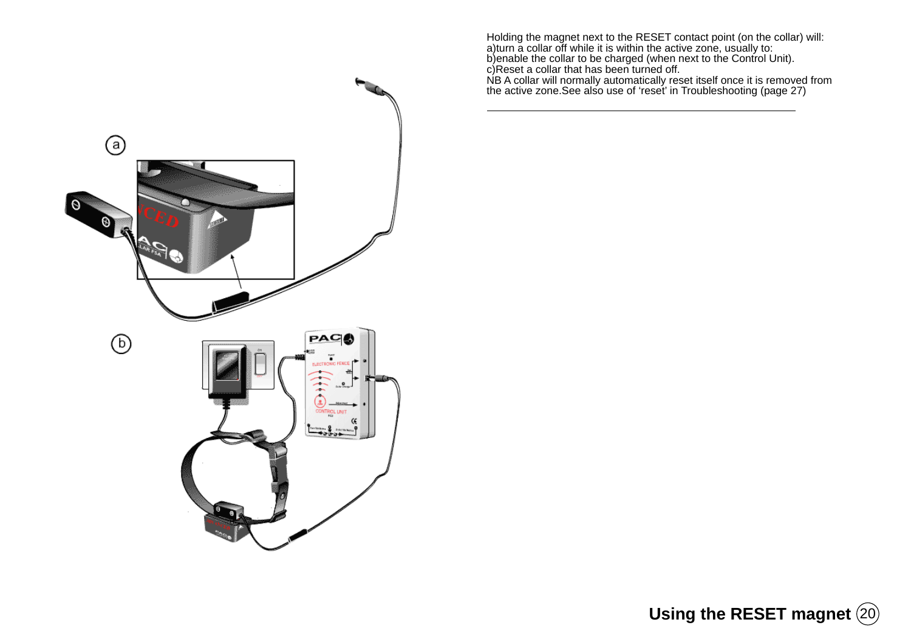## Using the RESET magnet

Holding the magnet next to the RESET contact point (on the collar) will:
a)turn a collar off while it is within the active zone, usually to:
b)enable the collar to be charged (when next to the Control Unit).
c)Reset a collar that has been turned off.
NB A collar will normally automatically reset itself once it is removed from the active zone.See also use of 'reset' in Troubleshooting (page 27)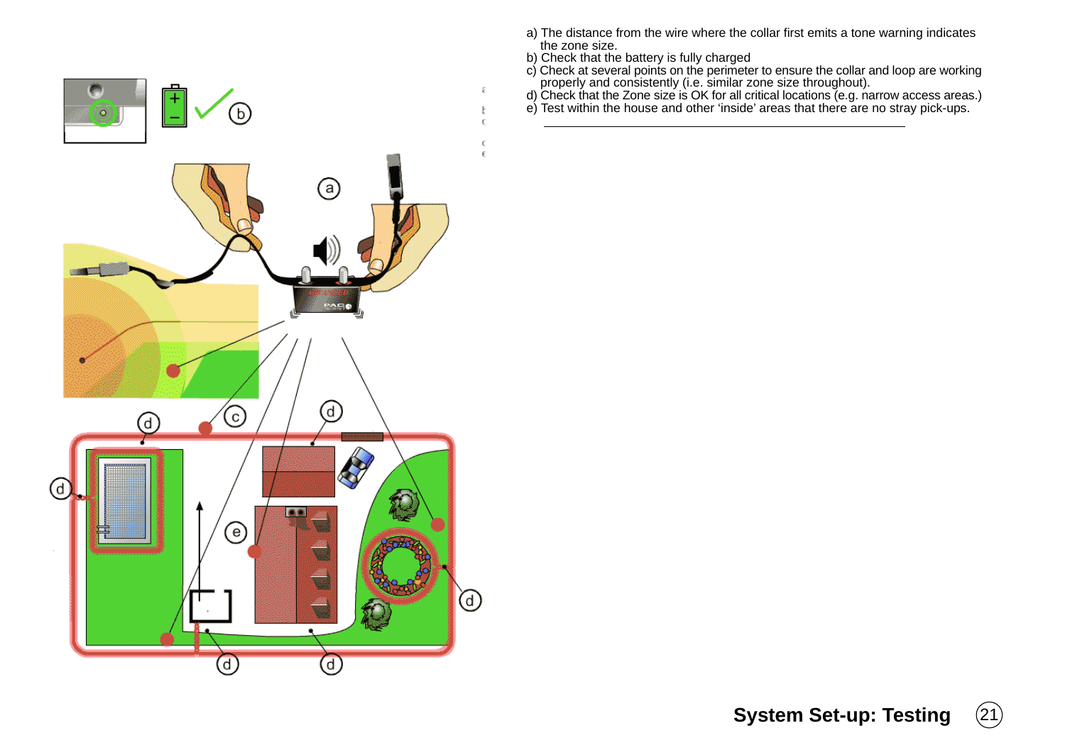a) The distance from the wire where the collar first emits a tone warning indicates the zone size.
b) Check that the battery is fully charged
c) Check at several points on the perimeter to ensure the collar and loop are working properly and consistently (i.e. similar zone size throughout).
d) Check that the Zone size is OK for all critical locations (e.g. narrow access areas.)
e) Test within the house and other 'inside' areas that there are no stray pick-ups.

## System Set-up: Testing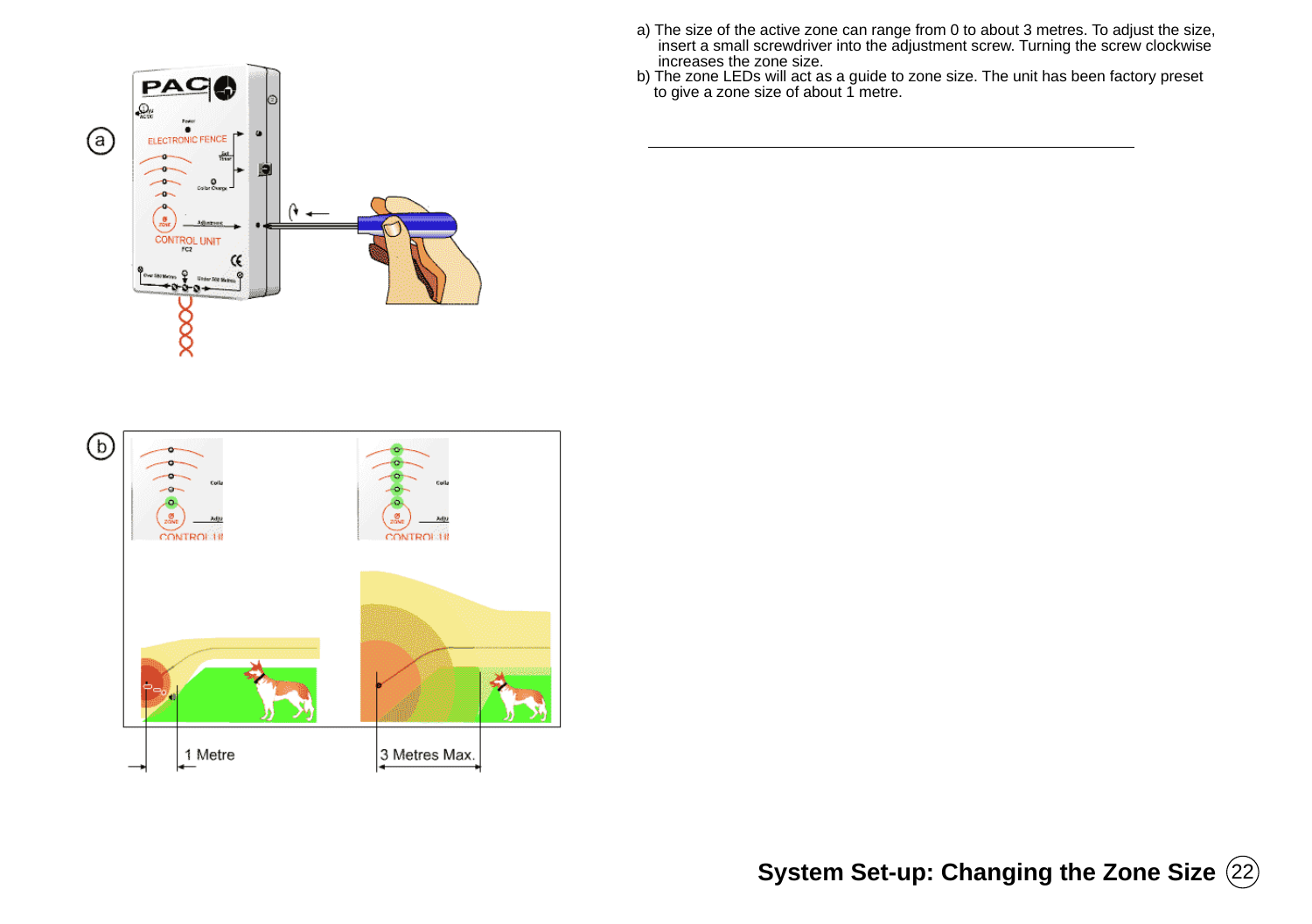# System Set-up: Changing the Zone Size

a) The size of the active zone can range from 0 to about 3 metres. To adjust the size, insert a small screwdriver into the adjustment screw. Turning the screw clockwise increases the zone size.

b) The zone LEDs will act as a guide to zone size. The unit has been factory preset to give a zone size of about 1 metre.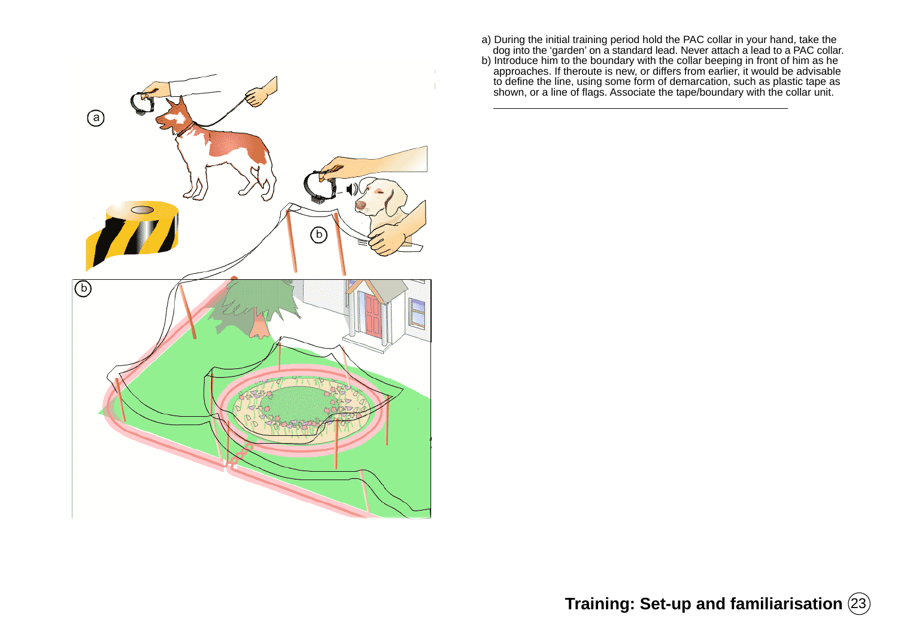a) During the initial training period hold the PAC collar in your hand, take the dog into the 'garden' on a standard lead. Never attach a lead to a PAC collar.
b) Introduce him to the boundary with the collar beeping in front of him as he approaches. If theroute is new, or differs from earlier, it would be advisable to define the line, using some form of demarcation, such as plastic tape as shown, or a line of flags. Associate the tape/boundary with the collar unit.

## Training: Set-up and familiarisation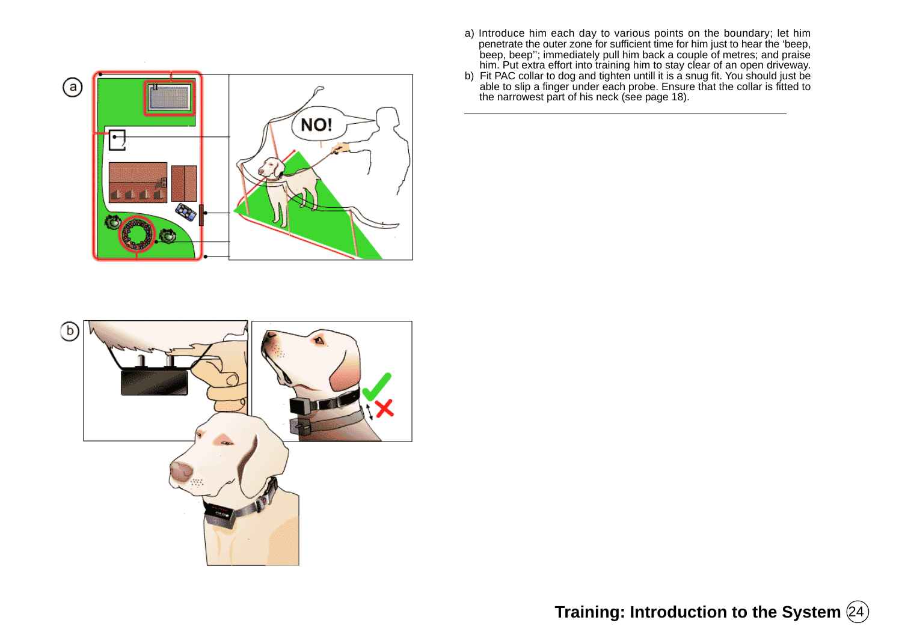# Training: Introduction to the System

a) Introduce him each day to various points on the boundary; let him penetrate the outer zone for sufficient time for him just to hear the 'beep, beep, beep''; immediately pull him back a couple of metres; and praise him. Put extra effort into training him to stay clear of an open driveway.

b) Fit PAC collar to dog and tighten untill it is a snug fit. You should just be able to slip a finger under each probe. Ensure that the collar is fitted to the narrowest part of his neck (see page 18).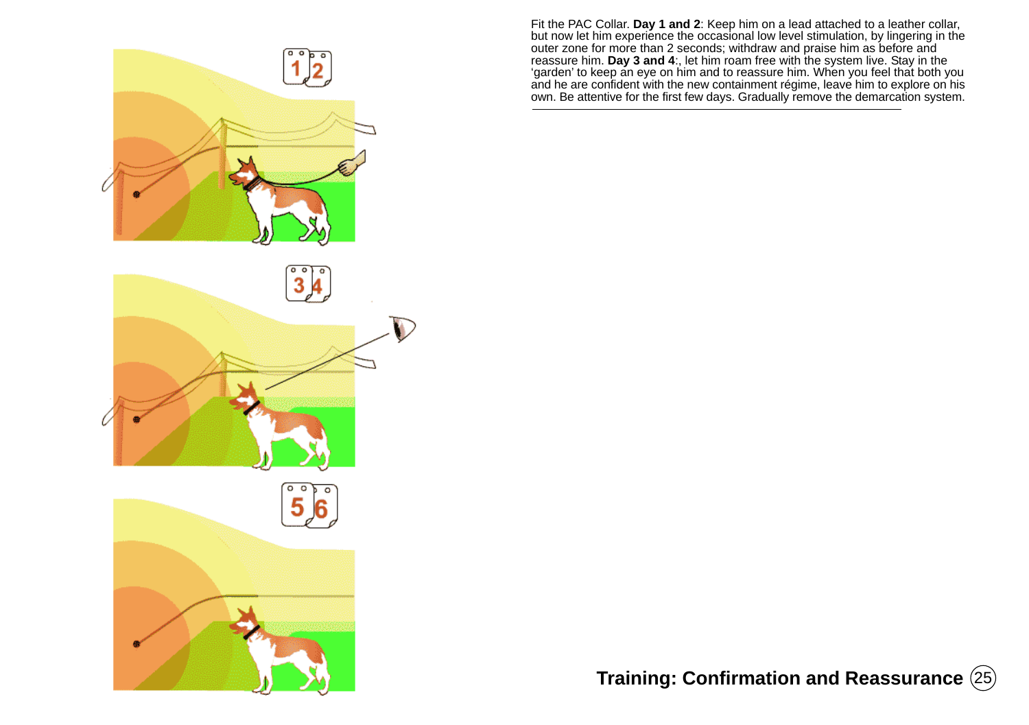Fit the PAC Collar. **Day 1 and 2**: Keep him on a lead attached to a leather collar, but now let him experience the occasional low level stimulation, by lingering in the outer zone for more than 2 seconds; withdraw and praise him as before and reassure him. **Day 3 and 4**:, let him roam free with the system live. Stay in the 'garden' to keep an eye on him and to reassure him. When you feel that both you and he are confident with the new containment régime, leave him to explore on his own. Be attentive for the first few days. Gradually remove the demarcation system.

## Training: Confirmation and Reassurance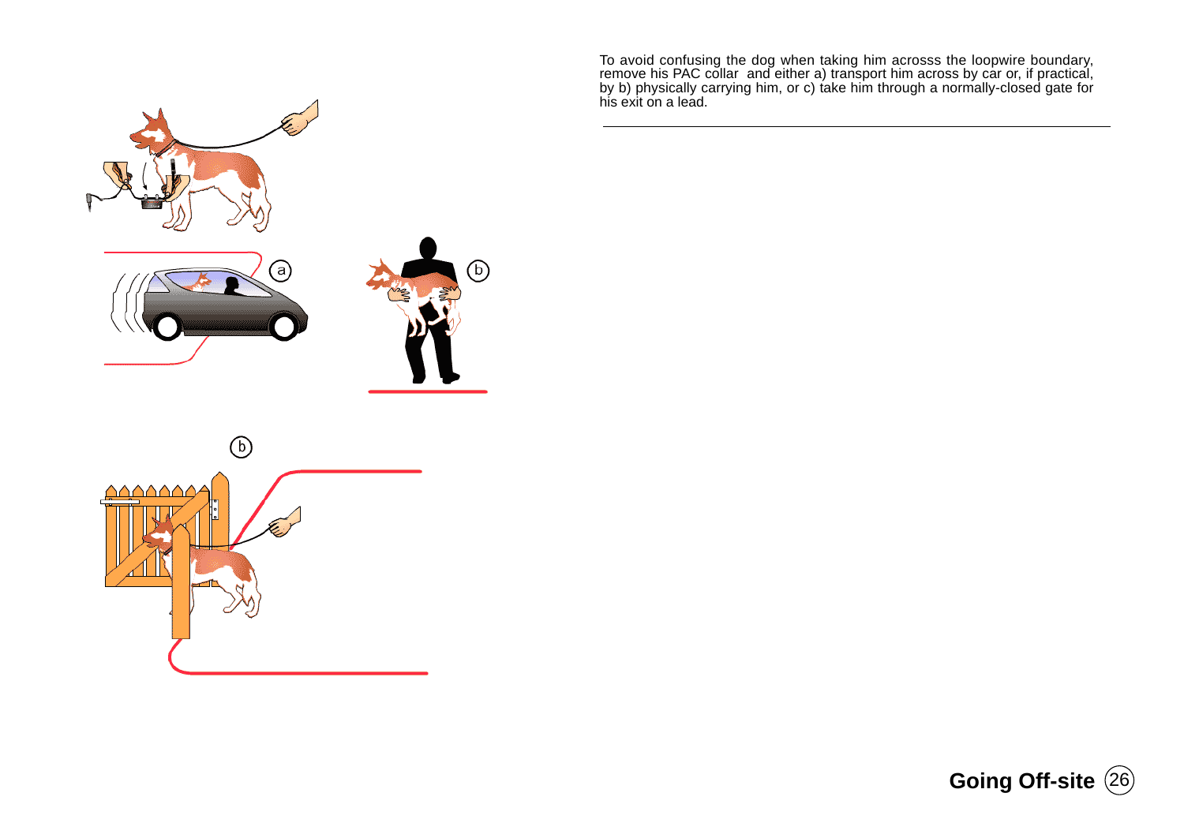To avoid confusing the dog when taking him acrosss the loopwire boundary, remove his PAC collar  and either a) transport him across by car or, if practical, by b) physically carrying him, or c) take him through a normally-closed gate for his exit on a lead.

---

## Going Off-site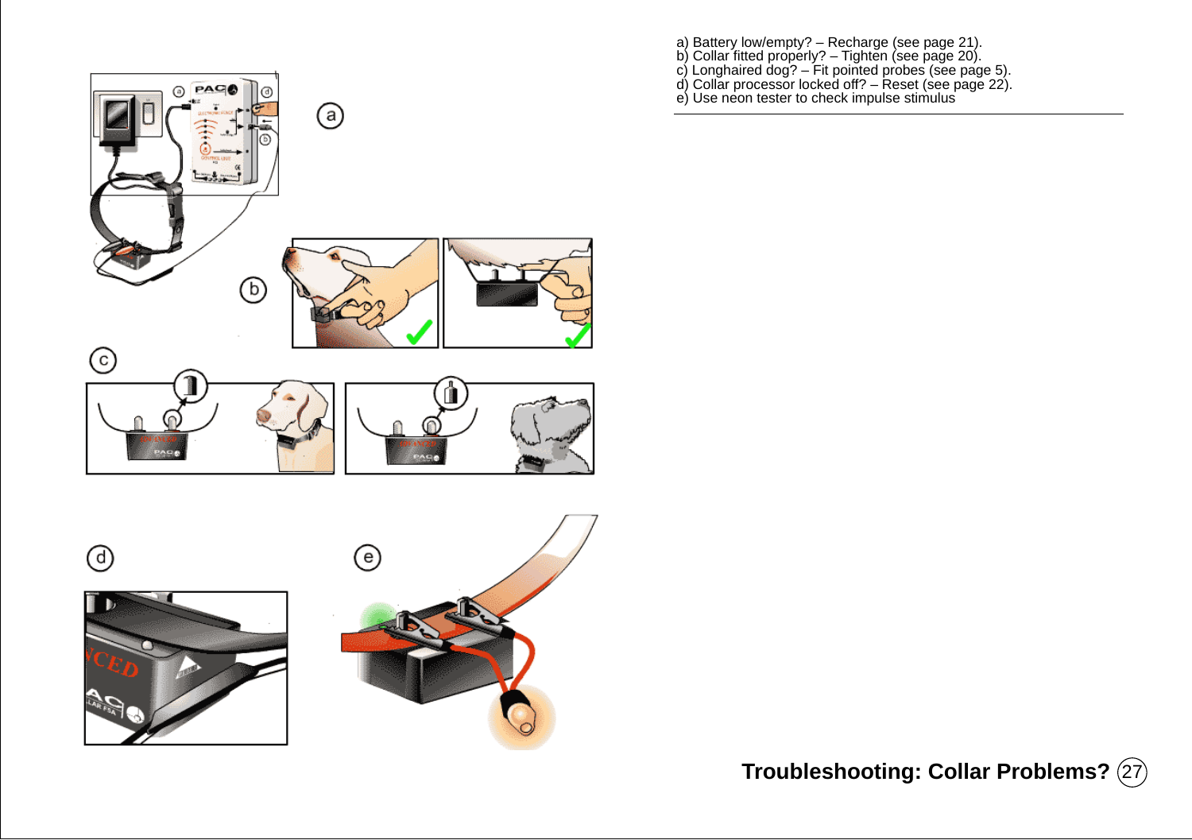# Troubleshooting: Collar Problems?

a) Battery low/empty? – Recharge (see page 21).
b) Collar fitted properly? – Tighten (see page 20).
c) Longhaired dog? – Fit pointed probes (see page 5).
d) Collar processor locked off? – Reset (see page 22).
e) Use neon tester to check impulse stimulus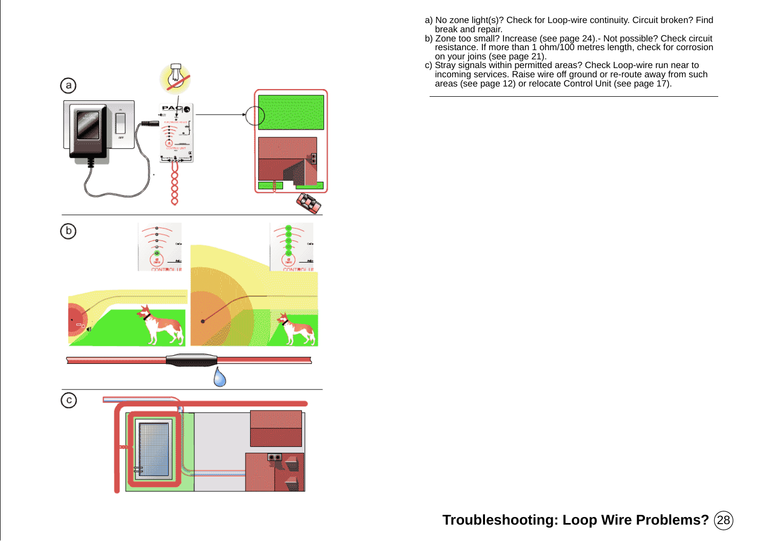a) No zone light(s)? Check for Loop-wire continuity. Circuit broken? Find break and repair.
b) Zone too small? Increase (see page 24).- Not possible? Check circuit resistance. If more than 1 ohm/100 metres length, check for corrosion on your joins (see page 21).
c) Stray signals within permitted areas? Check Loop-wire run near to incoming services. Raise wire off ground or re-route away from such areas (see page 12) or relocate Control Unit (see page 17).

## Troubleshooting: Loop Wire Problems?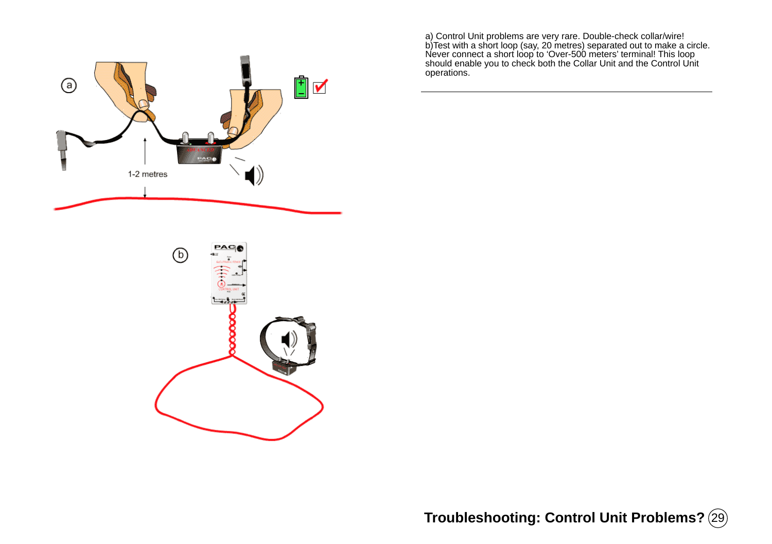a) Control Unit problems are very rare. Double-check collar/wire!
b)Test with a short loop (say, 20 metres) separated out to make a circle. Never connect a short loop to 'Over-500 meters' terminal! This loop should enable you to check both the Collar Unit and the Control Unit operations.

## Troubleshooting: Control Unit Problems?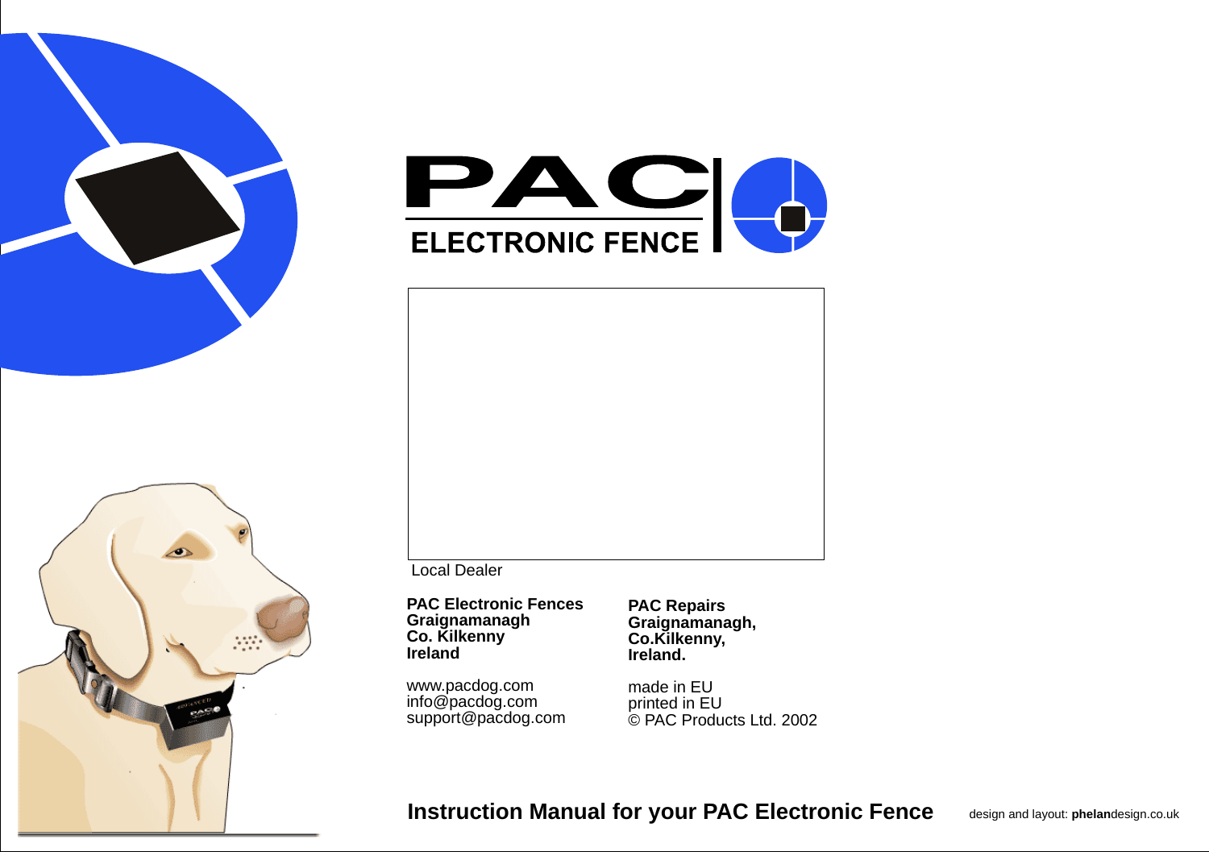# PAC ELECTRONIC FENCE

Local Dealer

**PAC Electronic Fences**
**Graignamanagh**
**Co. Kilkenny**
**Ireland**

www.pacdog.com
info@pacdog.com
support@pacdog.com

**PAC Repairs**
**Graignamanagh,**
**Co.Kilkenny,**
**Ireland.**

made in EU
printed in EU
© PAC Products Ltd. 2002

**Instruction Manual for your PAC Electronic Fence**

design and layout: **phelan**design.co.uk